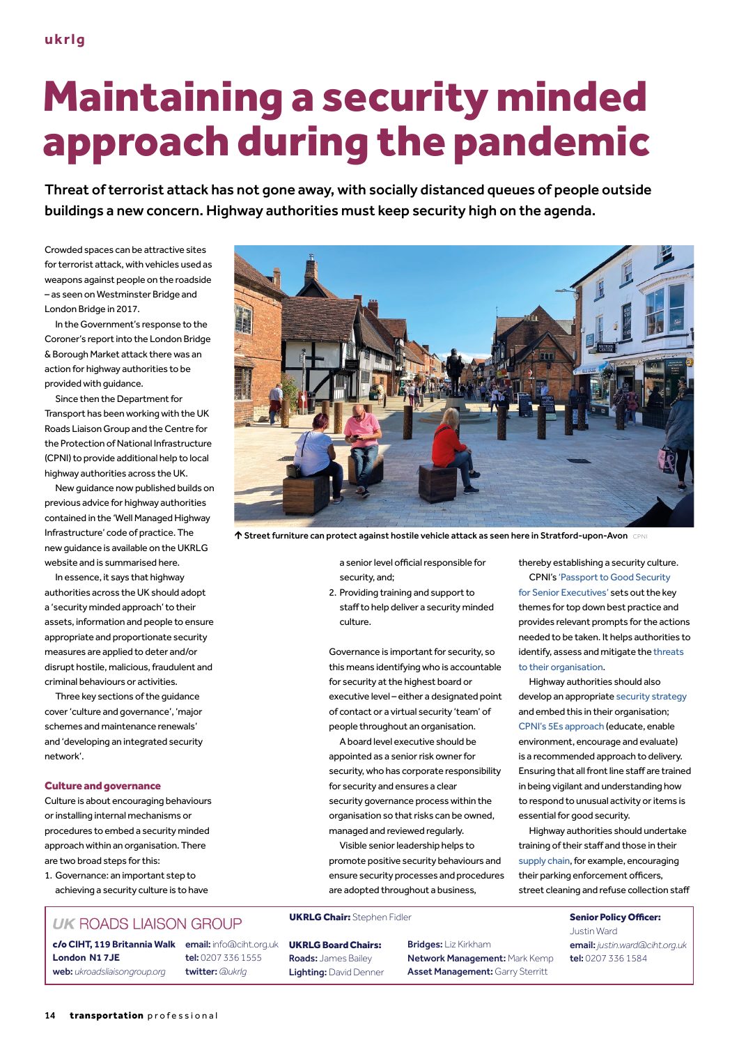# Maintaining a security minded approach during the pandemic

**Threat of terrorist attack has not gone away, with socially distanced queues of people outside buildings a new concern. Highway authorities must keep security high on the agenda.**

Crowded spaces can be attractive sites for terrorist attack, with vehicles used as weapons against people on the roadside – as seen on Westminster Bridge and London Bridge in 2017.

In the Government's response to the Coroner's report into the London Bridge & Borough Market attack there was an action for highway authorities to be provided with guidance.

Since then the Department for Transport has been working with the UK Roads Liaison Group and the Centre for the Protection of National Infrastructure (CPNI) to provide additional help to local highway authorities across the UK.

New guidance now published builds on previous advice for highway authorities contained in the 'Well Managed Highway Infrastructure' code of practice. The new guidance is available on the UKRLG website and is summarised here.

In essence, it says that highway authorities across the UK should adopt a 'security minded approach' to their assets, information and people to ensure appropriate and proportionate security measures are applied to deter and/or disrupt hostile, malicious, fraudulent and criminal behaviours or activities.

Three key sections of the guidance cover 'culture and governance', 'major schemes and maintenance renewals' and 'developing an integrated security network'.

↑ Street furniture can protect against hostile vehicle attack as seen here in Stratford-upon-Avon CPNI

## Culture and governance

Culture is about encouraging behaviours or installing internal mechanisms or procedures to embed a security minded approach within an organisation. There are two broad steps for this:

1. Governance: an important step to achieving a security culture is to have a senior level official responsible for security, and;
2. Providing training and support to staff to help deliver a security minded culture.

Governance is important for security, so this means identifying who is accountable for security at the highest board or executive level – either a designated point of contact or a virtual security 'team' of people throughout an organisation.

A board level executive should be appointed as a senior risk owner for security, who has corporate responsibility for security and ensures a clear security governance process within the organisation so that risks can be owned, managed and reviewed regularly.

Visible senior leadership helps to promote positive security behaviours and ensure security processes and procedures are adopted throughout a business, thereby establishing a security culture.

CPNI's 'Passport to Good Security for Senior Executives' sets out the key themes for top down best practice and provides relevant prompts for the actions needed to be taken. It helps authorities to identify, assess and mitigate the threats to their organisation.

Highway authorities should also develop an appropriate security strategy and embed this in their organisation; CPNI's 5Es approach (educate, enable environment, encourage and evaluate) is a recommended approach to delivery. Ensuring that all front line staff are trained in being vigilant and understanding how to respond to unusual activity or items is essential for good security.

Highway authorities should undertake training of their staff and those in their supply chain, for example, encouraging their parking enforcement officers, street cleaning and refuse collection staff

---

*UK* ROADS LIAISON GROUP

**c/o CIHT, 119 Britannia Walk London N1 7JE**
**web:** *ukroadsliaisongroup.org*
**email:** info@ciht.org.uk
**tel:** 0207 336 1555
**twitter:** *@ukrlg*

**UKRLG Chair:** Stephen Fidler

**UKRLG Board Chairs:**
**Roads:** James Bailey
**Lighting:** David Denner
**Bridges:** Liz Kirkham
**Network Management:** Mark Kemp
**Asset Management:** Garry Sterritt

**Senior Policy Officer:** Justin Ward
**email:** *justin.ward@ciht.org.uk*
**tel:** 0207 336 1584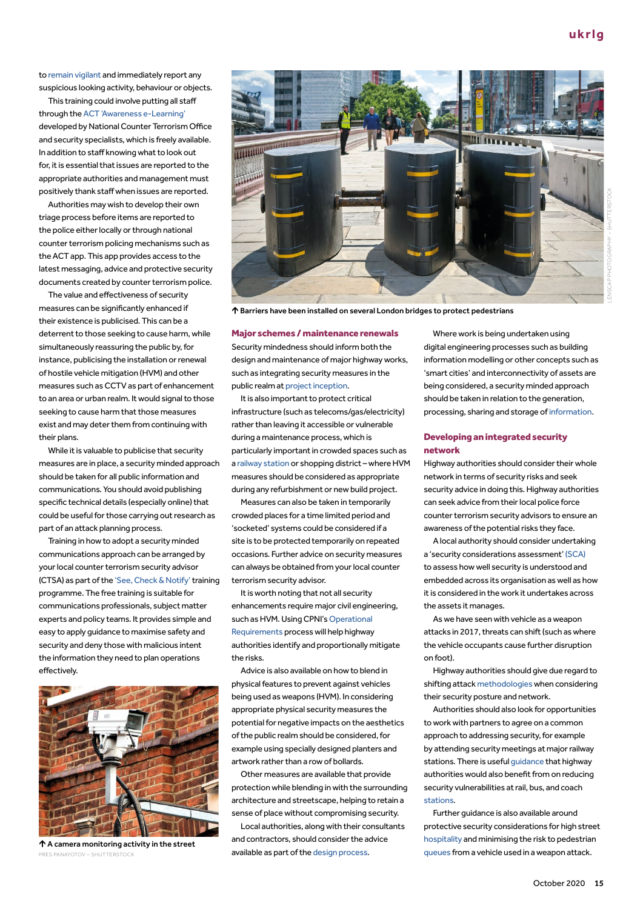to remain vigilant and immediately report any suspicious looking activity, behaviour or objects.

This training could involve putting all staff through the ACT 'Awareness e-Learning' developed by National Counter Terrorism Office and security specialists, which is freely available. In addition to staff knowing what to look out for, it is essential that issues are reported to the appropriate authorities and management must positively thank staff when issues are reported.

Authorities may wish to develop their own triage process before items are reported to the police either locally or through national counter terrorism policing mechanisms such as the ACT app. This app provides access to the latest messaging, advice and protective security documents created by counter terrorism police.

The value and effectiveness of security measures can be significantly enhanced if their existence is publicised. This can be a deterrent to those seeking to cause harm, while simultaneously reassuring the public by, for instance, publicising the installation or renewal of hostile vehicle mitigation (HVM) and other measures such as CCTV as part of enhancement to an area or urban realm. It would signal to those seeking to cause harm that those measures exist and may deter them from continuing with their plans.

While it is valuable to publicise that security measures are in place, a security minded approach should be taken for all public information and communications. You should avoid publishing specific technical details (especially online) that could be useful for those carrying out research as part of an attack planning process.

Training in how to adopt a security minded communications approach can be arranged by your local counter terrorism security advisor (CTSA) as part of the 'See, Check & Notify' training programme. The free training is suitable for communications professionals, subject matter experts and policy teams. It provides simple and easy to apply guidance to maximise safety and security and deny those with malicious intent the information they need to plan operations effectively.

↑ A camera monitoring activity in the street

PRES PANAYOTOV – SHUTTERSTOCK

↑ Barriers have been installed on several London bridges to protect pedestrians

LENSCAP PHOTOGRAPHY – SHUTTERSTOCK

## Major schemes / maintenance renewals

Security mindedness should inform both the design and maintenance of major highway works, such as integrating security measures in the public realm at project inception.

It is also important to protect critical infrastructure (such as telecoms/gas/electricity) rather than leaving it accessible or vulnerable during a maintenance process, which is particularly important in crowded spaces such as a railway station or shopping district – where HVM measures should be considered as appropriate during any refurbishment or new build project.

Measures can also be taken in temporarily crowded places for a time limited period and 'socketed' systems could be considered if a site is to be protected temporarily on repeated occasions. Further advice on security measures can always be obtained from your local counter terrorism security advisor.

It is worth noting that not all security enhancements require major civil engineering, such as HVM. Using CPNI's Operational Requirements process will help highway authorities identify and proportionally mitigate the risks.

Advice is also available on how to blend in physical features to prevent against vehicles being used as weapons (HVM). In considering appropriate physical security measures the potential for negative impacts on the aesthetics of the public realm should be considered, for example using specially designed planters and artwork rather than a row of bollards.

Other measures are available that provide protection while blending in with the surrounding architecture and streetscape, helping to retain a sense of place without compromising security.

Local authorities, along with their consultants and contractors, should consider the advice available as part of the design process.

Where work is being undertaken using digital engineering processes such as building information modelling or other concepts such as 'smart cities' and interconnectivity of assets are being considered, a security minded approach should be taken in relation to the generation, processing, sharing and storage of information.

## Developing an integrated security network

Highway authorities should consider their whole network in terms of security risks and seek security advice in doing this. Highway authorities can seek advice from their local police force counter terrorism security advisors to ensure an awareness of the potential risks they face.

A local authority should consider undertaking a 'security considerations assessment' (SCA) to assess how well security is understood and embedded across its organisation as well as how it is considered in the work it undertakes across the assets it manages.

As we have seen with vehicle as a weapon attacks in 2017, threats can shift (such as where the vehicle occupants cause further disruption on foot).

Highway authorities should give due regard to shifting attack methodologies when considering their security posture and network.

Authorities should also look for opportunities to work with partners to agree on a common approach to addressing security, for example by attending security meetings at major railway stations. There is useful guidance that highway authorities would also benefit from on reducing security vulnerabilities at rail, bus, and coach stations.

Further guidance is also available around protective security for high street hospitality and minimising the risk to pedestrian queues from a vehicle used in a weapon attack.